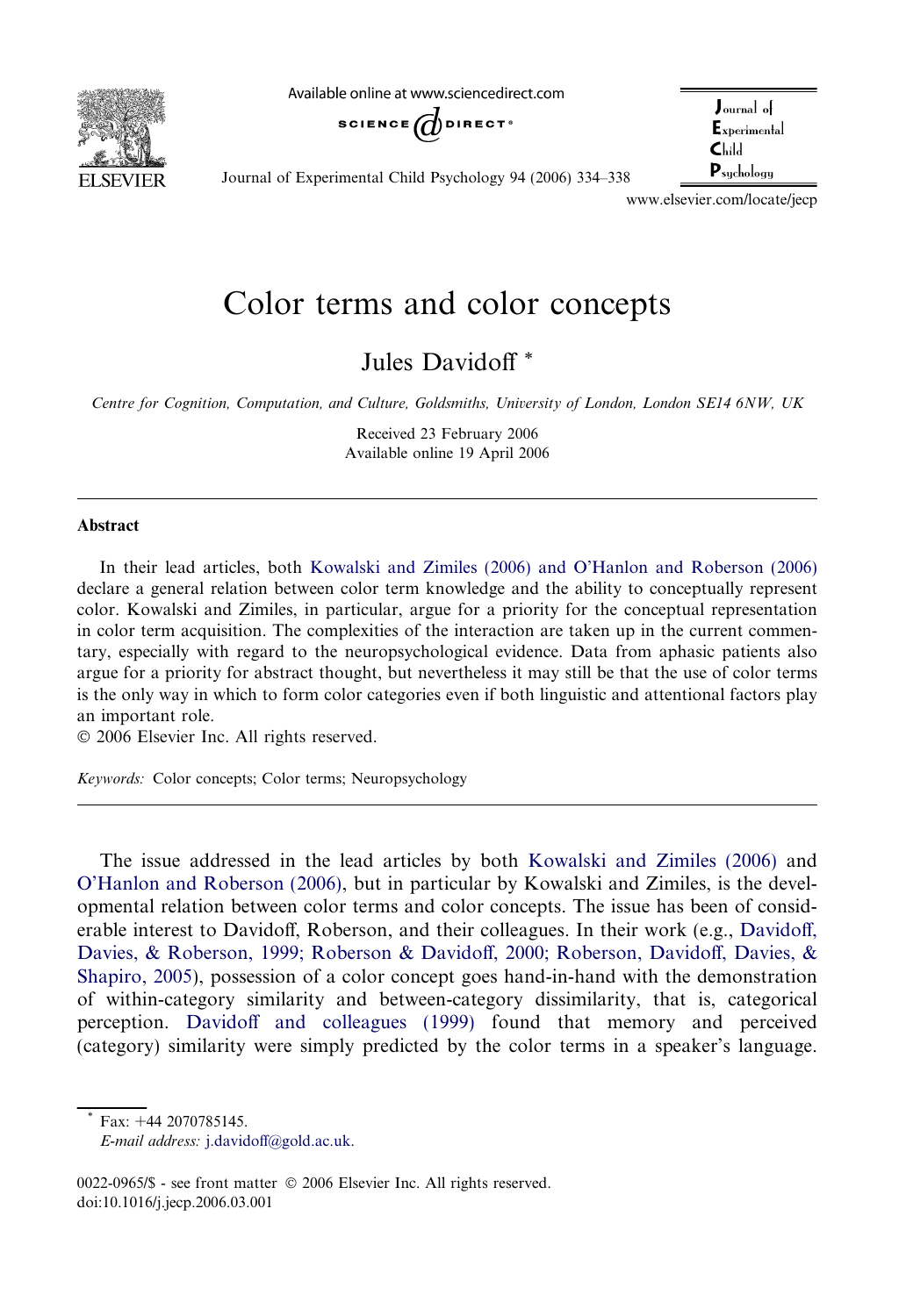# Color terms and color concepts

Jules Davidoff *

*Centre for Cognition, Computation, and Culture, Goldsmiths, University of London, London SE14 6NW, UK*

Received 23 February 2006
Available online 19 April 2006

## Abstract

In their lead articles, both Kowalski and Zimiles (2006) and O'Hanlon and Roberson (2006) declare a general relation between color term knowledge and the ability to conceptually represent color. Kowalski and Zimiles, in particular, argue for a priority for the conceptual representation in color term acquisition. The complexities of the interaction are taken up in the current commentary, especially with regard to the neuropsychological evidence. Data from aphasic patients also argue for a priority for abstract thought, but nevertheless it may still be that the use of color terms is the only way in which to form color categories even if both linguistic and attentional factors play an important role.

© 2006 Elsevier Inc. All rights reserved.

*Keywords:* Color concepts; Color terms; Neuropsychology

The issue addressed in the lead articles by both Kowalski and Zimiles (2006) and O'Hanlon and Roberson (2006), but in particular by Kowalski and Zimiles, is the developmental relation between color terms and color concepts. The issue has been of considerable interest to Davidoff, Roberson, and their colleagues. In their work (e.g., Davidoff, Davies, & Roberson, 1999; Roberson & Davidoff, 2000; Roberson, Davidoff, Davies, & Shapiro, 2005), possession of a color concept goes hand-in-hand with the demonstration of within-category similarity and between-category dissimilarity, that is, categorical perception. Davidoff and colleagues (1999) found that memory and perceived (category) similarity were simply predicted by the color terms in a speaker's language.

* Fax: +44 2070785145.
*E-mail address:* j.davidoff@gold.ac.uk.

0022-0965/$ - see front matter © 2006 Elsevier Inc. All rights reserved.
doi:10.1016/j.jecp.2006.03.001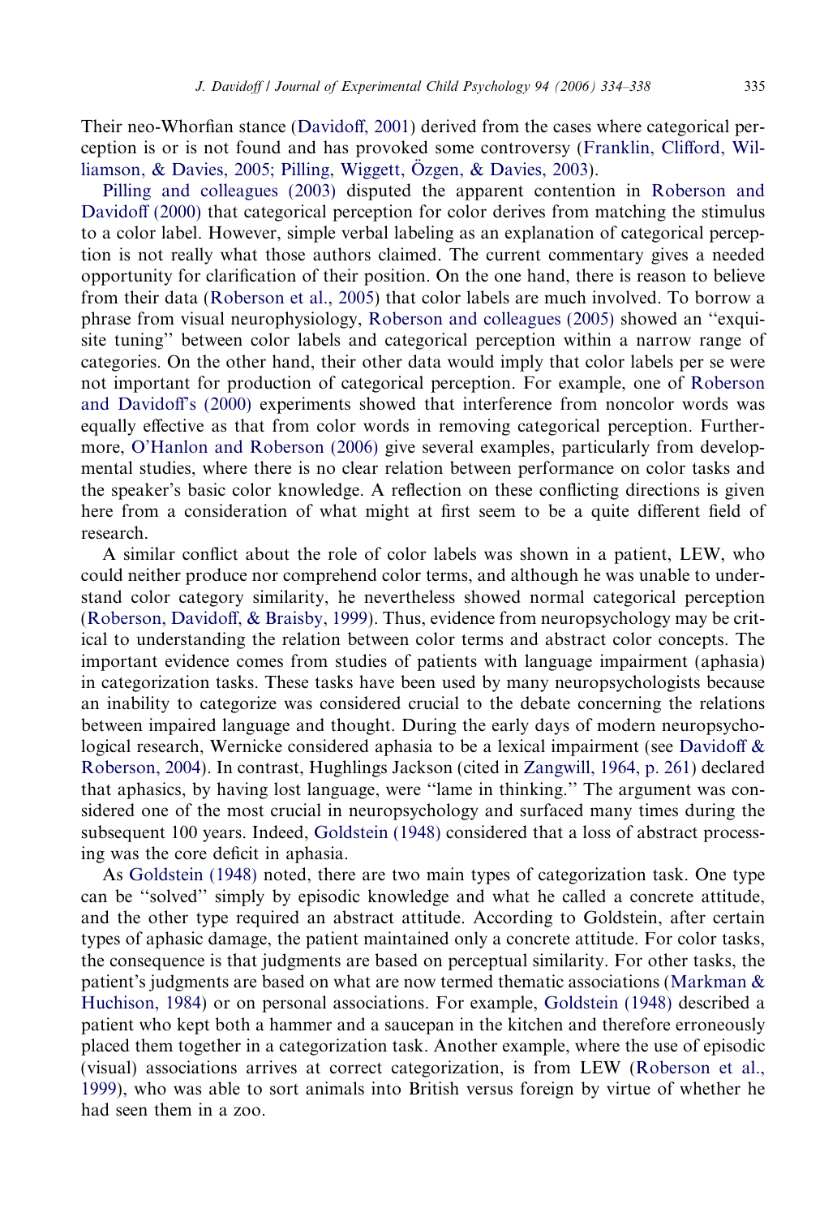Their neo-Whorfian stance (Davidoff, 2001) derived from the cases where categorical perception is or is not found and has provoked some controversy (Franklin, Clifford, Williamson, & Davies, 2005; Pilling, Wiggett, Özgen, & Davies, 2003).

Pilling and colleagues (2003) disputed the apparent contention in Roberson and Davidoff (2000) that categorical perception for color derives from matching the stimulus to a color label. However, simple verbal labeling as an explanation of categorical perception is not really what those authors claimed. The current commentary gives a needed opportunity for clarification of their position. On the one hand, there is reason to believe from their data (Roberson et al., 2005) that color labels are much involved. To borrow a phrase from visual neurophysiology, Roberson and colleagues (2005) showed an ''exquisite tuning'' between color labels and categorical perception within a narrow range of categories. On the other hand, their other data would imply that color labels per se were not important for production of categorical perception. For example, one of Roberson and Davidoff's (2000) experiments showed that interference from noncolor words was equally effective as that from color words in removing categorical perception. Furthermore, O'Hanlon and Roberson (2006) give several examples, particularly from developmental studies, where there is no clear relation between performance on color tasks and the speaker's basic color knowledge. A reflection on these conflicting directions is given here from a consideration of what might at first seem to be a quite different field of research.

A similar conflict about the role of color labels was shown in a patient, LEW, who could neither produce nor comprehend color terms, and although he was unable to understand color category similarity, he nevertheless showed normal categorical perception (Roberson, Davidoff, & Braisby, 1999). Thus, evidence from neuropsychology may be critical to understanding the relation between color terms and abstract color concepts. The important evidence comes from studies of patients with language impairment (aphasia) in categorization tasks. These tasks have been used by many neuropsychologists because an inability to categorize was considered crucial to the debate concerning the relations between impaired language and thought. During the early days of modern neuropsychological research, Wernicke considered aphasia to be a lexical impairment (see Davidoff & Roberson, 2004). In contrast, Hughlings Jackson (cited in Zangwill, 1964, p. 261) declared that aphasics, by having lost language, were ''lame in thinking.'' The argument was considered one of the most crucial in neuropsychology and surfaced many times during the subsequent 100 years. Indeed, Goldstein (1948) considered that a loss of abstract processing was the core deficit in aphasia.

As Goldstein (1948) noted, there are two main types of categorization task. One type can be ''solved'' simply by episodic knowledge and what he called a concrete attitude, and the other type required an abstract attitude. According to Goldstein, after certain types of aphasic damage, the patient maintained only a concrete attitude. For color tasks, the consequence is that judgments are based on perceptual similarity. For other tasks, the patient's judgments are based on what are now termed thematic associations (Markman & Huchison, 1984) or on personal associations. For example, Goldstein (1948) described a patient who kept both a hammer and a saucepan in the kitchen and therefore erroneously placed them together in a categorization task. Another example, where the use of episodic (visual) associations arrives at correct categorization, is from LEW (Roberson et al., 1999), who was able to sort animals into British versus foreign by virtue of whether he had seen them in a zoo.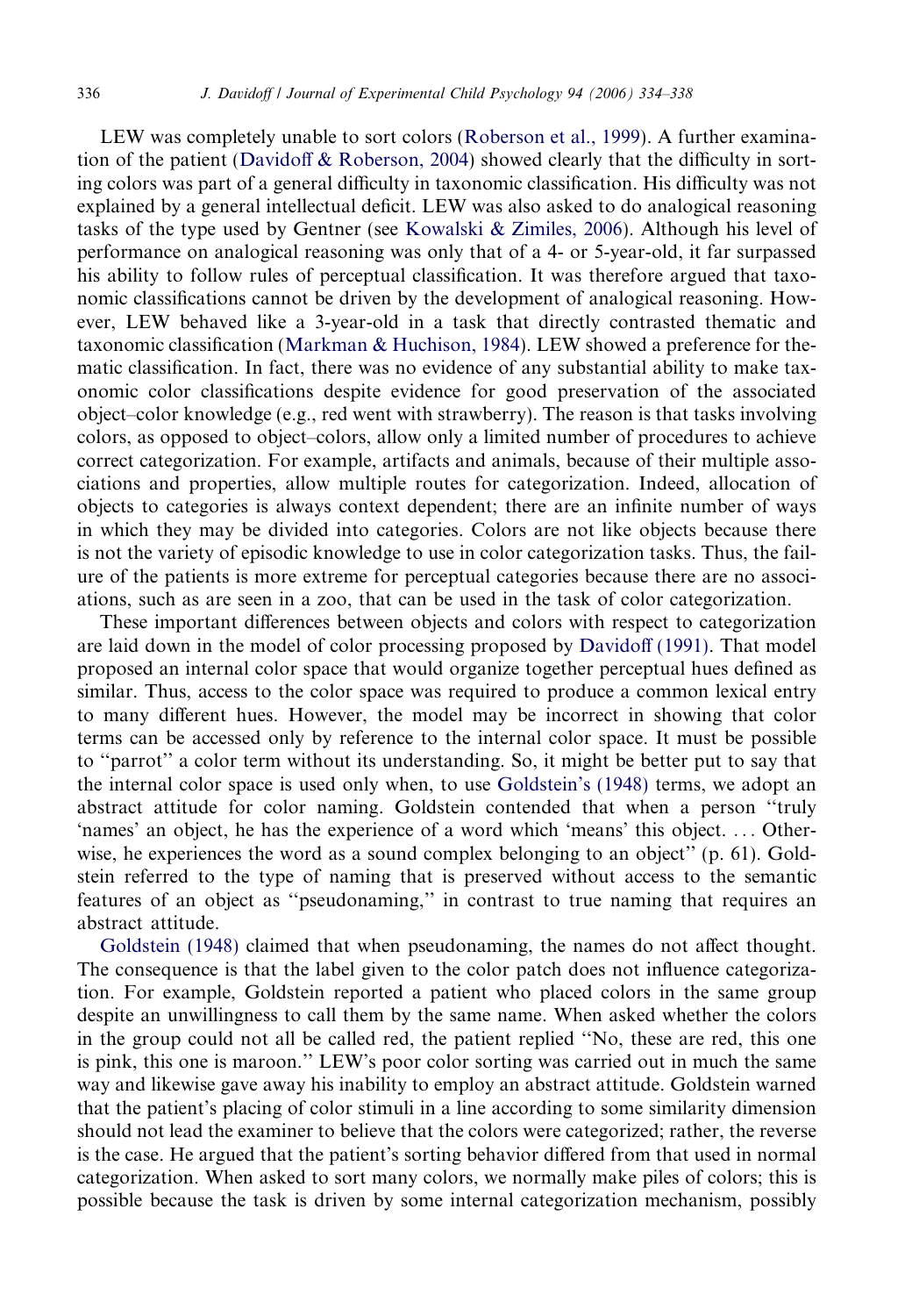LEW was completely unable to sort colors (Roberson et al., 1999). A further examination of the patient (Davidoff & Roberson, 2004) showed clearly that the difficulty in sorting colors was part of a general difficulty in taxonomic classification. His difficulty was not explained by a general intellectual deficit. LEW was also asked to do analogical reasoning tasks of the type used by Gentner (see Kowalski & Zimiles, 2006). Although his level of performance on analogical reasoning was only that of a 4- or 5-year-old, it far surpassed his ability to follow rules of perceptual classification. It was therefore argued that taxonomic classifications cannot be driven by the development of analogical reasoning. However, LEW behaved like a 3-year-old in a task that directly contrasted thematic and taxonomic classification (Markman & Huchison, 1984). LEW showed a preference for thematic classification. In fact, there was no evidence of any substantial ability to make taxonomic color classifications despite evidence for good preservation of the associated object–color knowledge (e.g., red went with strawberry). The reason is that tasks involving colors, as opposed to object–colors, allow only a limited number of procedures to achieve correct categorization. For example, artifacts and animals, because of their multiple associations and properties, allow multiple routes for categorization. Indeed, allocation of objects to categories is always context dependent; there are an infinite number of ways in which they may be divided into categories. Colors are not like objects because there is not the variety of episodic knowledge to use in color categorization tasks. Thus, the failure of the patients is more extreme for perceptual categories because there are no associations, such as are seen in a zoo, that can be used in the task of color categorization.

These important differences between objects and colors with respect to categorization are laid down in the model of color processing proposed by Davidoff (1991). That model proposed an internal color space that would organize together perceptual hues defined as similar. Thus, access to the color space was required to produce a common lexical entry to many different hues. However, the model may be incorrect in showing that color terms can be accessed only by reference to the internal color space. It must be possible to "parrot" a color term without its understanding. So, it might be better put to say that the internal color space is used only when, to use Goldstein's (1948) terms, we adopt an abstract attitude for color naming. Goldstein contended that when a person "truly 'names' an object, he has the experience of a word which 'means' this object. ... Otherwise, he experiences the word as a sound complex belonging to an object" (p. 61). Goldstein referred to the type of naming that is preserved without access to the semantic features of an object as "pseudonaming," in contrast to true naming that requires an abstract attitude.

Goldstein (1948) claimed that when pseudonaming, the names do not affect thought. The consequence is that the label given to the color patch does not influence categorization. For example, Goldstein reported a patient who placed colors in the same group despite an unwillingness to call them by the same name. When asked whether the colors in the group could not all be called red, the patient replied "No, these are red, this one is pink, this one is maroon." LEW's poor color sorting was carried out in much the same way and likewise gave away his inability to employ an abstract attitude. Goldstein warned that the patient's placing of color stimuli in a line according to some similarity dimension should not lead the examiner to believe that the colors were categorized; rather, the reverse is the case. He argued that the patient's sorting behavior differed from that used in normal categorization. When asked to sort many colors, we normally make piles of colors; this is possible because the task is driven by some internal categorization mechanism, possibly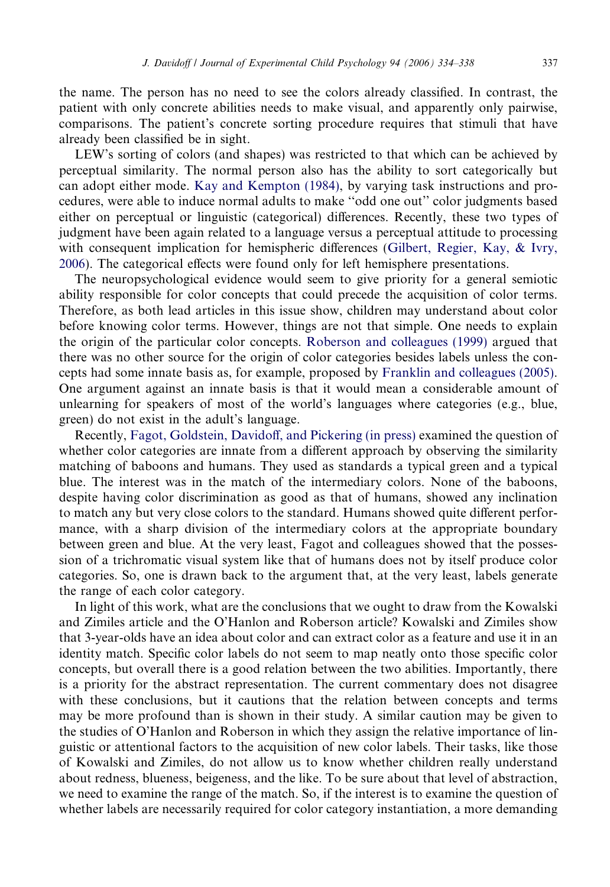the name. The person has no need to see the colors already classified. In contrast, the patient with only concrete abilities needs to make visual, and apparently only pairwise, comparisons. The patient's concrete sorting procedure requires that stimuli that have already been classified be in sight.

LEW's sorting of colors (and shapes) was restricted to that which can be achieved by perceptual similarity. The normal person also has the ability to sort categorically but can adopt either mode. Kay and Kempton (1984), by varying task instructions and procedures, were able to induce normal adults to make ''odd one out'' color judgments based either on perceptual or linguistic (categorical) differences. Recently, these two types of judgment have been again related to a language versus a perceptual attitude to processing with consequent implication for hemispheric differences (Gilbert, Regier, Kay, & Ivry, 2006). The categorical effects were found only for left hemisphere presentations.

The neuropsychological evidence would seem to give priority for a general semiotic ability responsible for color concepts that could precede the acquisition of color terms. Therefore, as both lead articles in this issue show, children may understand about color before knowing color terms. However, things are not that simple. One needs to explain the origin of the particular color concepts. Roberson and colleagues (1999) argued that there was no other source for the origin of color categories besides labels unless the concepts had some innate basis as, for example, proposed by Franklin and colleagues (2005). One argument against an innate basis is that it would mean a considerable amount of unlearning for speakers of most of the world's languages where categories (e.g., blue, green) do not exist in the adult's language.

Recently, Fagot, Goldstein, Davidoff, and Pickering (in press) examined the question of whether color categories are innate from a different approach by observing the similarity matching of baboons and humans. They used as standards a typical green and a typical blue. The interest was in the match of the intermediary colors. None of the baboons, despite having color discrimination as good as that of humans, showed any inclination to match any but very close colors to the standard. Humans showed quite different performance, with a sharp division of the intermediary colors at the appropriate boundary between green and blue. At the very least, Fagot and colleagues showed that the possession of a trichromatic visual system like that of humans does not by itself produce color categories. So, one is drawn back to the argument that, at the very least, labels generate the range of each color category.

In light of this work, what are the conclusions that we ought to draw from the Kowalski and Zimiles article and the O'Hanlon and Roberson article? Kowalski and Zimiles show that 3-year-olds have an idea about color and can extract color as a feature and use it in an identity match. Specific color labels do not seem to map neatly onto those specific color concepts, but overall there is a good relation between the two abilities. Importantly, there is a priority for the abstract representation. The current commentary does not disagree with these conclusions, but it cautions that the relation between concepts and terms may be more profound than is shown in their study. A similar caution may be given to the studies of O'Hanlon and Roberson in which they assign the relative importance of linguistic or attentional factors to the acquisition of new color labels. Their tasks, like those of Kowalski and Zimiles, do not allow us to know whether children really understand about redness, blueness, beigeness, and the like. To be sure about that level of abstraction, we need to examine the range of the match. So, if the interest is to examine the question of whether labels are necessarily required for color category instantiation, a more demanding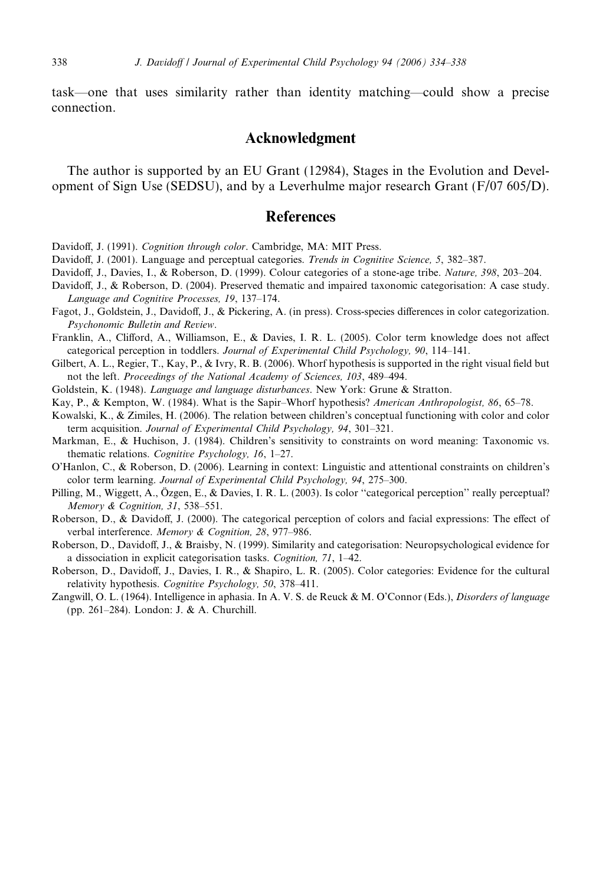task—one that uses similarity rather than identity matching—could show a precise connection.

## Acknowledgment

The author is supported by an EU Grant (12984), Stages in the Evolution and Development of Sign Use (SEDSU), and by a Leverhulme major research Grant (F/07 605/D).

## References

Davidoff, J. (1991). *Cognition through color*. Cambridge, MA: MIT Press.

Davidoff, J. (2001). Language and perceptual categories. *Trends in Cognitive Science, 5*, 382–387.

Davidoff, J., Davies, I., & Roberson, D. (1999). Colour categories of a stone-age tribe. *Nature, 398*, 203–204.

Davidoff, J., & Roberson, D. (2004). Preserved thematic and impaired taxonomic categorisation: A case study. *Language and Cognitive Processes, 19*, 137–174.

Fagot, J., Goldstein, J., Davidoff, J., & Pickering, A. (in press). Cross-species differences in color categorization. *Psychonomic Bulletin and Review*.

Franklin, A., Clifford, A., Williamson, E., & Davies, I. R. L. (2005). Color term knowledge does not affect categorical perception in toddlers. *Journal of Experimental Child Psychology, 90*, 114–141.

Gilbert, A. L., Regier, T., Kay, P., & Ivry, R. B. (2006). Whorf hypothesis is supported in the right visual field but not the left. *Proceedings of the National Academy of Sciences, 103*, 489–494.

Goldstein, K. (1948). *Language and language disturbances*. New York: Grune & Stratton.

Kay, P., & Kempton, W. (1984). What is the Sapir–Whorf hypothesis? *American Anthropologist, 86*, 65–78.

Kowalski, K., & Zimiles, H. (2006). The relation between children's conceptual functioning with color and color term acquisition. *Journal of Experimental Child Psychology, 94*, 301–321.

Markman, E., & Huchison, J. (1984). Children's sensitivity to constraints on word meaning: Taxonomic vs. thematic relations. *Cognitive Psychology, 16*, 1–27.

O'Hanlon, C., & Roberson, D. (2006). Learning in context: Linguistic and attentional constraints on children's color term learning. *Journal of Experimental Child Psychology, 94*, 275–300.

Pilling, M., Wiggett, A., Özgen, E., & Davies, I. R. L. (2003). Is color "categorical perception" really perceptual? *Memory & Cognition, 31*, 538–551.

Roberson, D., & Davidoff, J. (2000). The categorical perception of colors and facial expressions: The effect of verbal interference. *Memory & Cognition, 28*, 977–986.

Roberson, D., Davidoff, J., & Braisby, N. (1999). Similarity and categorisation: Neuropsychological evidence for a dissociation in explicit categorisation tasks. *Cognition, 71*, 1–42.

Roberson, D., Davidoff, J., Davies, I. R., & Shapiro, L. R. (2005). Color categories: Evidence for the cultural relativity hypothesis. *Cognitive Psychology, 50*, 378–411.

Zangwill, O. L. (1964). Intelligence in aphasia. In A. V. S. de Reuck & M. O'Connor (Eds.), *Disorders of language* (pp. 261–284). London: J. & A. Churchill.